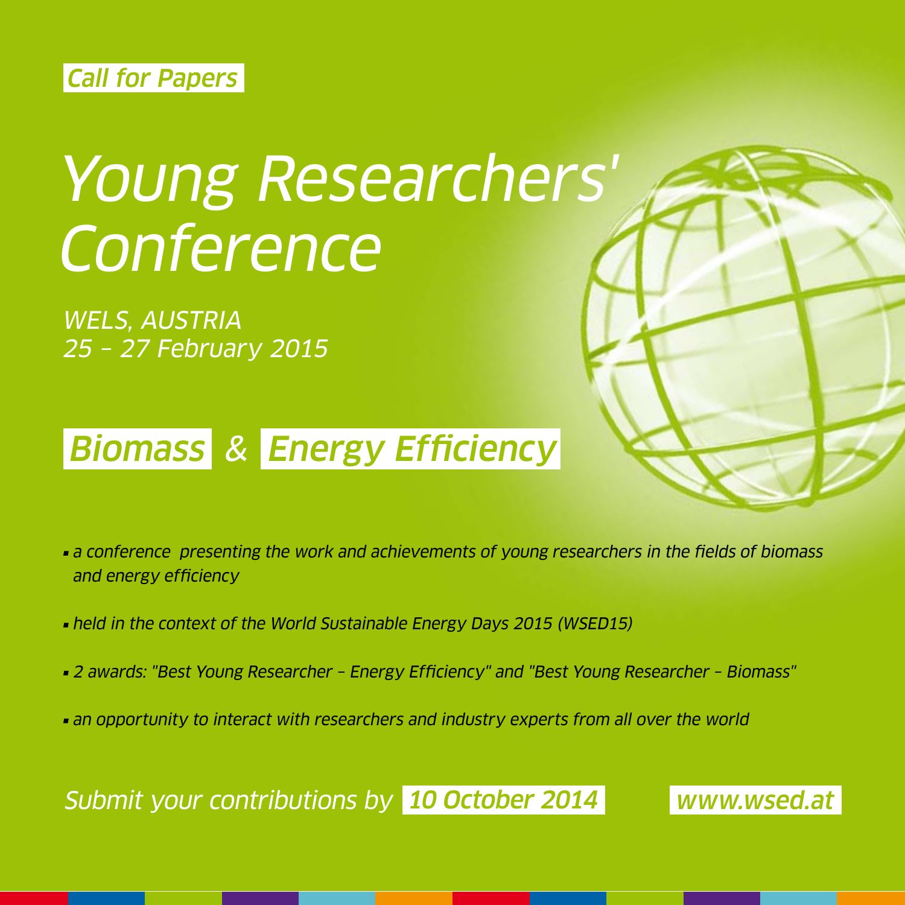*Call for Papers*

# *Young Researchers' Conference*

*WELS, AUSTRIA*
*25 – 27 February 2015*

## *Biomass & Energy Efficiency*

- *a conference presenting the work and achievements of young researchers in the fields of biomass and energy efficiency*
- *held in the context of the World Sustainable Energy Days 2015 (WSED15)*
- *2 awards: "Best Young Researcher – Energy Efficiency" and "Best Young Researcher – Biomass"*
- *an opportunity to interact with researchers and industry experts from all over the world*

*Submit your contributions by* ***10 October 2014***

*www.wsed.at*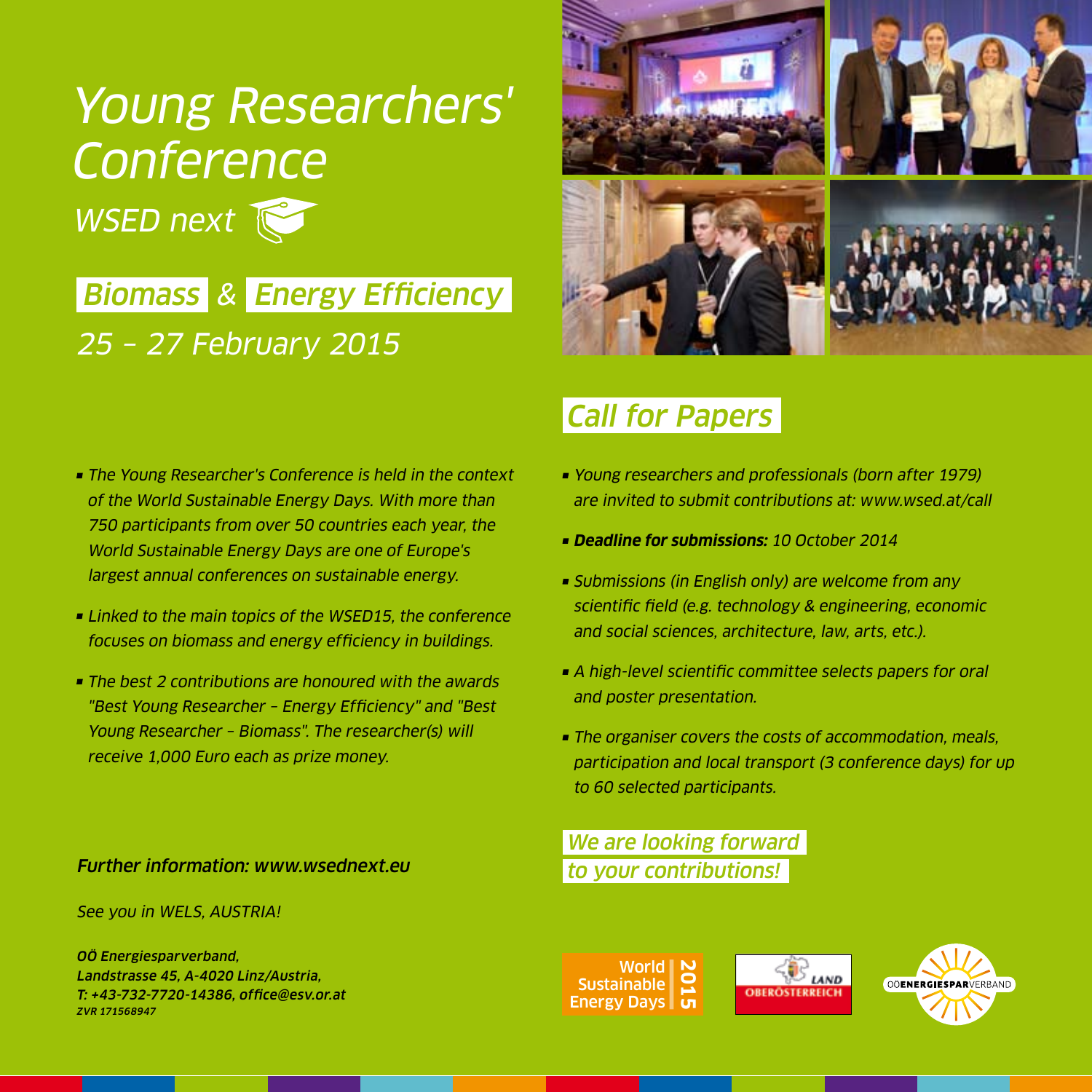# Young Researchers' Conference

## WSED next

## Biomass & Energy Efficiency

*25 – 27 February 2015*

- *The Young Researcher's Conference is held in the context of the World Sustainable Energy Days. With more than 750 participants from over 50 countries each year, the World Sustainable Energy Days are one of Europe's largest annual conferences on sustainable energy.*
- *Linked to the main topics of the WSED15, the conference focuses on biomass and energy efficiency in buildings.*
- *The best 2 contributions are honoured with the awards "Best Young Researcher – Energy Efficiency" and "Best Young Researcher – Biomass". The researcher(s) will receive 1,000 Euro each as prize money.*

***Further information: www.wsednext.eu***

*See you in WELS, AUSTRIA!*

***OÖ Energiesparverband,***
***Landstrasse 45, A-4020 Linz/Austria,***
***T: +43-732-7720-14386, office@esv.or.at***
***ZVR 171568947***

## Call for Papers

- *Young researchers and professionals (born after 1979) are invited to submit contributions at: www.wsed.at/call*
- ***Deadline for submissions:*** *10 October 2014*
- *Submissions (in English only) are welcome from any scientific field (e.g. technology & engineering, economic and social sciences, architecture, law, arts, etc.).*
- *A high-level scientific committee selects papers for oral and poster presentation.*
- *The organiser covers the costs of accommodation, meals, participation and local transport (3 conference days) for up to 60 selected participants.*

*We are looking forward to your contributions!*

World Sustainable Energy Days 2015

LAND OBERÖSTERREICH

OÖENERGIESPARVERBAND